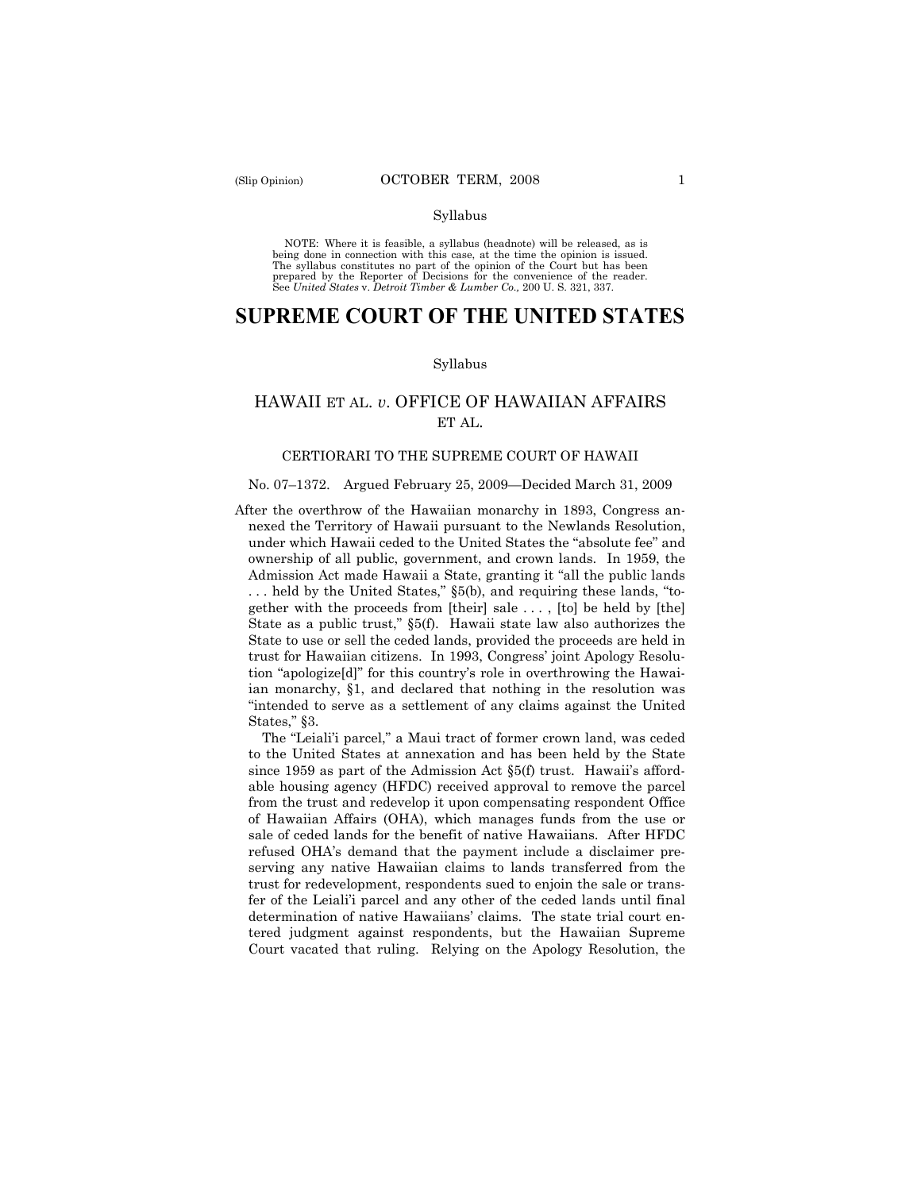Syllabus

NOTE: Where it is feasible, a syllabus (headnote) will be released, as is being done in connection with this case, at the time the opinion is issued. The syllabus constitutes no part of the opinion of the Court but has been prepared by the Reporter of Decisions for the convenience of the reader. See *United States* v. *Detroit Timber & Lumber Co.,* 200 U. S. 321, 337.

# SUPREME COURT OF THE UNITED STATES

Syllabus

## HAWAII ET AL. *v.* OFFICE OF HAWAIIAN AFFAIRS ET AL.

CERTIORARI TO THE SUPREME COURT OF HAWAII

No. 07–1372. Argued February 25, 2009—Decided March 31, 2009

After the overthrow of the Hawaiian monarchy in 1893, Congress annexed the Territory of Hawaii pursuant to the Newlands Resolution, under which Hawaii ceded to the United States the "absolute fee" and ownership of all public, government, and crown lands. In 1959, the Admission Act made Hawaii a State, granting it "all the public lands . . . held by the United States," §5(b), and requiring these lands, "together with the proceeds from [their] sale . . . , [to] be held by [the] State as a public trust," §5(f). Hawaii state law also authorizes the State to use or sell the ceded lands, provided the proceeds are held in trust for Hawaiian citizens. In 1993, Congress' joint Apology Resolution "apologize[d]" for this country's role in overthrowing the Hawaiian monarchy, §1, and declared that nothing in the resolution was "intended to serve as a settlement of any claims against the United States," §3.

The "Leiali'i parcel," a Maui tract of former crown land, was ceded to the United States at annexation and has been held by the State since 1959 as part of the Admission Act §5(f) trust. Hawaii's affordable housing agency (HFDC) received approval to remove the parcel from the trust and redevelop it upon compensating respondent Office of Hawaiian Affairs (OHA), which manages funds from the use or sale of ceded lands for the benefit of native Hawaiians. After HFDC refused OHA's demand that the payment include a disclaimer preserving any native Hawaiian claims to lands transferred from the trust for redevelopment, respondents sued to enjoin the sale or transfer of the Leiali'i parcel and any other of the ceded lands until final determination of native Hawaiians' claims. The state trial court entered judgment against respondents, but the Hawaiian Supreme Court vacated that ruling. Relying on the Apology Resolution, the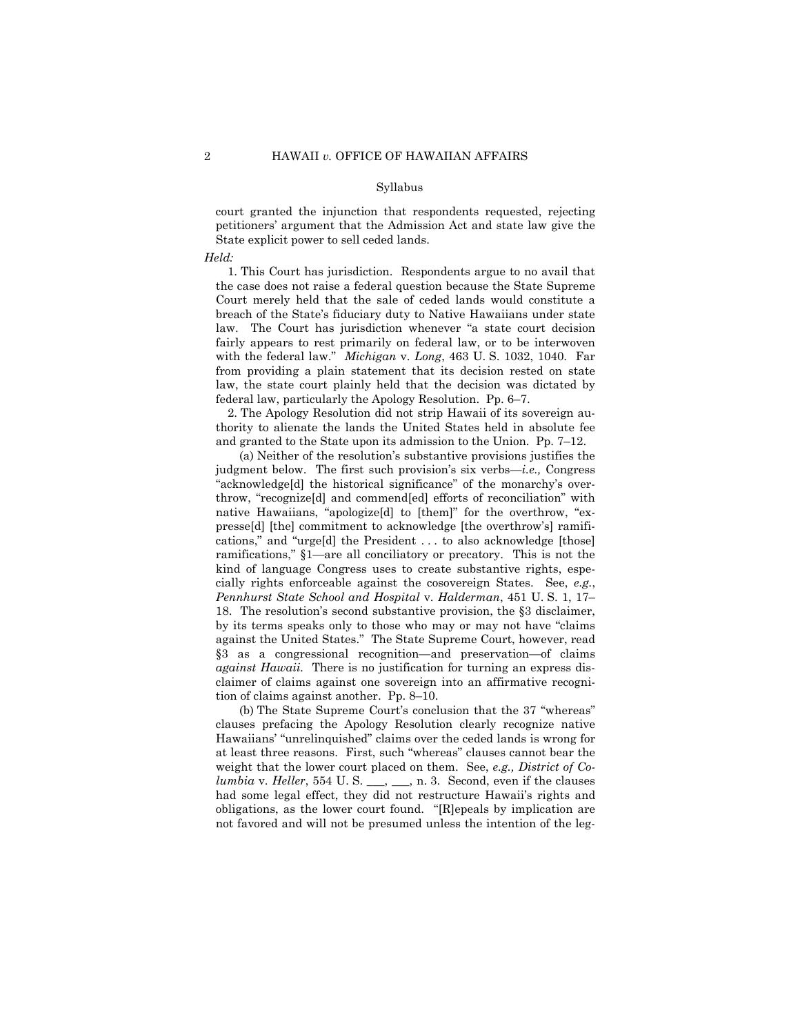Syllabus

court granted the injunction that respondents requested, rejecting petitioners' argument that the Admission Act and state law give the State explicit power to sell ceded lands.

*Held:*

1. This Court has jurisdiction. Respondents argue to no avail that the case does not raise a federal question because the State Supreme Court merely held that the sale of ceded lands would constitute a breach of the State's fiduciary duty to Native Hawaiians under state law. The Court has jurisdiction whenever "a state court decision fairly appears to rest primarily on federal law, or to be interwoven with the federal law." *Michigan* v. *Long*, 463 U. S. 1032, 1040. Far from providing a plain statement that its decision rested on state law, the state court plainly held that the decision was dictated by federal law, particularly the Apology Resolution. Pp. 6–7.

2. The Apology Resolution did not strip Hawaii of its sovereign authority to alienate the lands the United States held in absolute fee and granted to the State upon its admission to the Union. Pp. 7–12.

(a) Neither of the resolution's substantive provisions justifies the judgment below. The first such provision's six verbs—*i.e.,* Congress "acknowledge[d] the historical significance" of the monarchy's overthrow, "recognize[d] and commend[ed] efforts of reconciliation" with native Hawaiians, "apologize[d] to [them]" for the overthrow, "expresse[d] [the] commitment to acknowledge [the overthrow's] ramifications," and "urge[d] the President . . . to also acknowledge [those] ramifications," §1—are all conciliatory or precatory. This is not the kind of language Congress uses to create substantive rights, especially rights enforceable against the cosovereign States. See, *e.g.*, *Pennhurst State School and Hospital* v. *Halderman*, 451 U. S. 1, 17–18. The resolution's second substantive provision, the §3 disclaimer, by its terms speaks only to those who may or may not have "claims against the United States." The State Supreme Court, however, read §3 as a congressional recognition—and preservation—of claims *against Hawaii.* There is no justification for turning an express disclaimer of claims against one sovereign into an affirmative recognition of claims against another. Pp. 8–10.

(b) The State Supreme Court's conclusion that the 37 "whereas" clauses prefacing the Apology Resolution clearly recognize native Hawaiians' "unrelinquished" claims over the ceded lands is wrong for at least three reasons. First, such "whereas" clauses cannot bear the weight that the lower court placed on them. See, *e.g., District of Columbia* v. *Heller*, 554 U. S. ___, ___, n. 3. Second, even if the clauses had some legal effect, they did not restructure Hawaii's rights and obligations, as the lower court found. "[R]epeals by implication are not favored and will not be presumed unless the intention of the leg-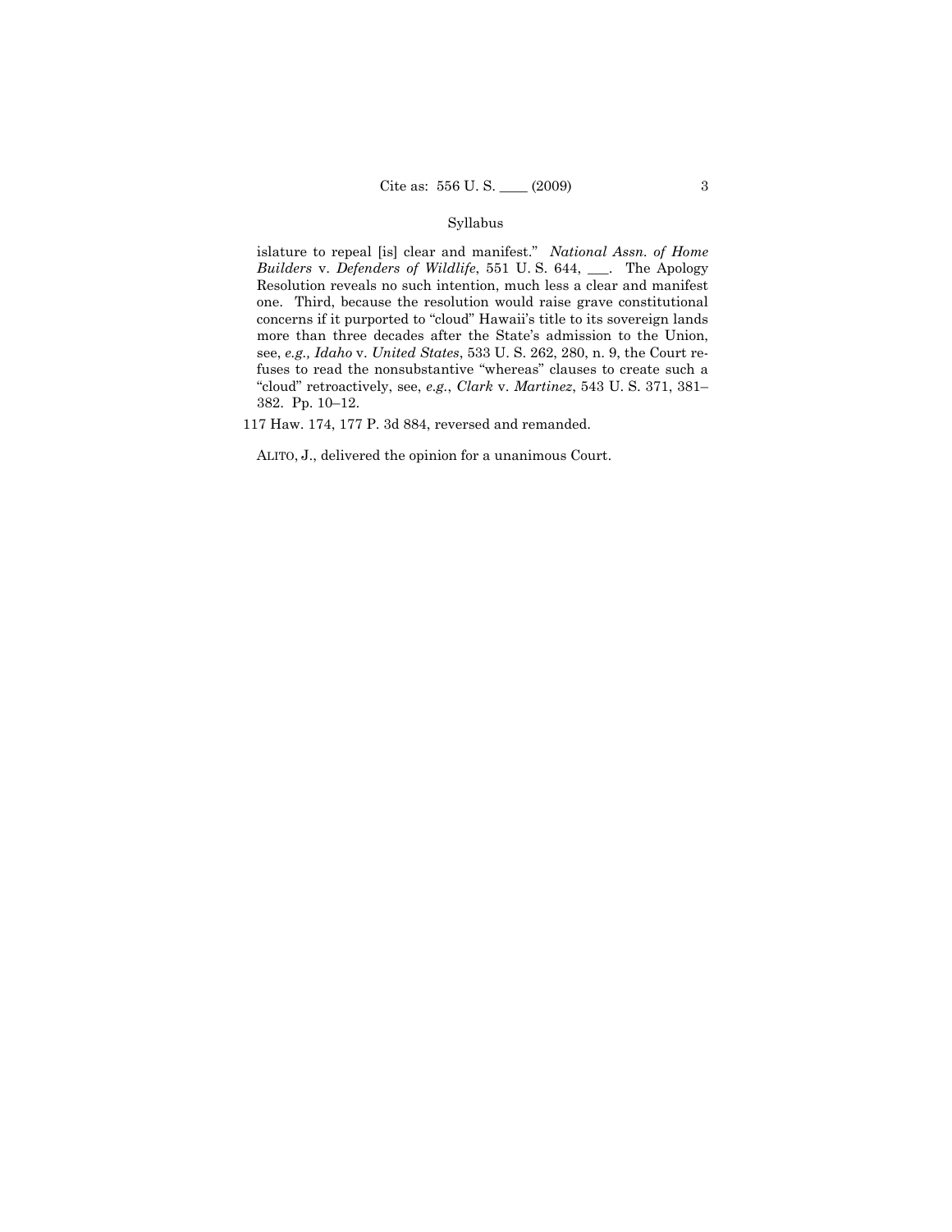islature to repeal [is] clear and manifest." *National Assn. of Home Builders* v. *Defenders of Wildlife*, 551 U. S. 644, ___. The Apology Resolution reveals no such intention, much less a clear and manifest one. Third, because the resolution would raise grave constitutional concerns if it purported to "cloud" Hawaii's title to its sovereign lands more than three decades after the State's admission to the Union, see, *e.g., Idaho* v. *United States*, 533 U. S. 262, 280, n. 9, the Court refuses to read the nonsubstantive "whereas" clauses to create such a "cloud" retroactively, see, *e.g.*, *Clark* v. *Martinez*, 543 U. S. 371, 381–382. Pp. 10–12.

117 Haw. 174, 177 P. 3d 884, reversed and remanded.

ALITO, J., delivered the opinion for a unanimous Court.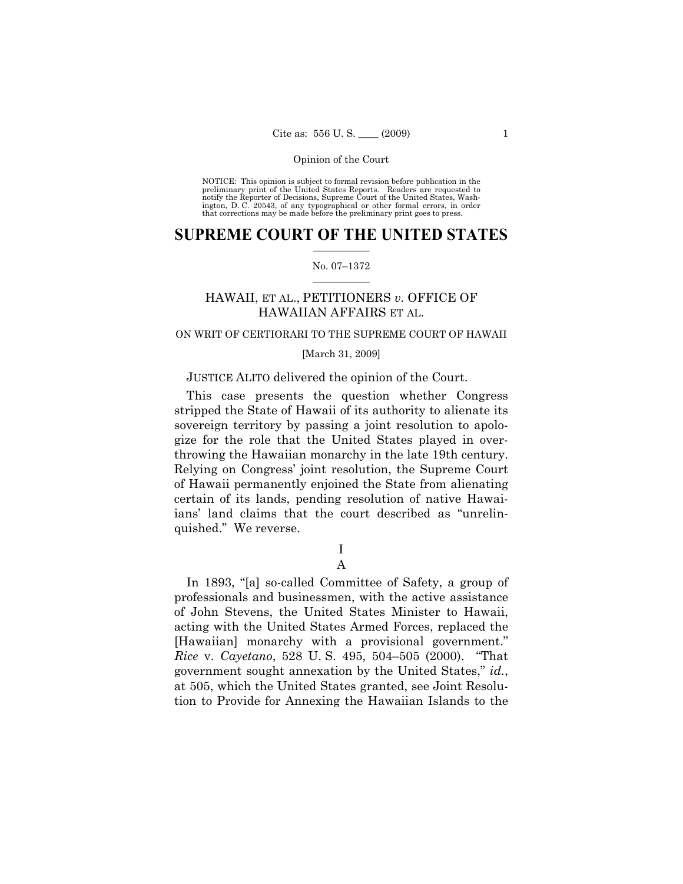NOTICE: This opinion is subject to formal revision before publication in the preliminary print of the United States Reports. Readers are requested to notify the Reporter of Decisions, Supreme Court of the United States, Washington, D. C. 20543, of any typographical or other formal errors, in order that corrections may be made before the preliminary print goes to press.

# SUPREME COURT OF THE UNITED STATES

No. 07–1372

## HAWAII, ET AL., PETITIONERS *v.* OFFICE OF HAWAIIAN AFFAIRS ET AL.

ON WRIT OF CERTIORARI TO THE SUPREME COURT OF HAWAII

[March 31, 2009]

JUSTICE ALITO delivered the opinion of the Court.

This case presents the question whether Congress stripped the State of Hawaii of its authority to alienate its sovereign territory by passing a joint resolution to apologize for the role that the United States played in overthrowing the Hawaiian monarchy in the late 19th century. Relying on Congress' joint resolution, the Supreme Court of Hawaii permanently enjoined the State from alienating certain of its lands, pending resolution of native Hawaiians' land claims that the court described as "unrelinquished." We reverse.

I

A

In 1893, "[a] so-called Committee of Safety, a group of professionals and businessmen, with the active assistance of John Stevens, the United States Minister to Hawaii, acting with the United States Armed Forces, replaced the [Hawaiian] monarchy with a provisional government." *Rice* v. *Cayetano*, 528 U. S. 495, 504–505 (2000). "That government sought annexation by the United States," *id.*, at 505, which the United States granted, see Joint Resolution to Provide for Annexing the Hawaiian Islands to the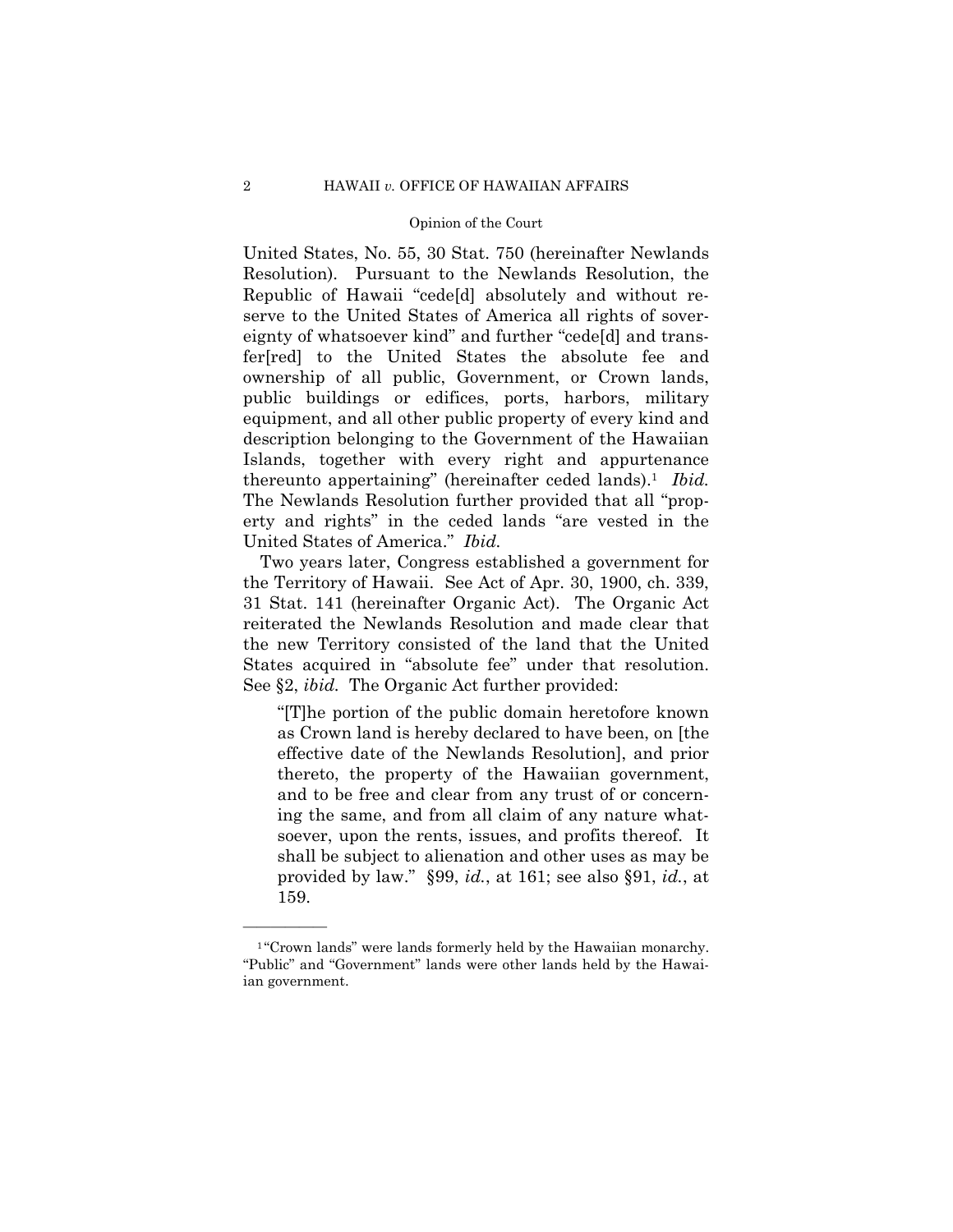United States, No. 55, 30 Stat. 750 (hereinafter Newlands Resolution). Pursuant to the Newlands Resolution, the Republic of Hawaii "cede[d] absolutely and without reserve to the United States of America all rights of sovereignty of whatsoever kind" and further "cede[d] and transfer[red] to the United States the absolute fee and ownership of all public, Government, or Crown lands, public buildings or edifices, ports, harbors, military equipment, and all other public property of every kind and description belonging to the Government of the Hawaiian Islands, together with every right and appurtenance thereunto appertaining" (hereinafter ceded lands).[1] *Ibid.* The Newlands Resolution further provided that all "property and rights" in the ceded lands "are vested in the United States of America." *Ibid.*

Two years later, Congress established a government for the Territory of Hawaii. See Act of Apr. 30, 1900, ch. 339, 31 Stat. 141 (hereinafter Organic Act). The Organic Act reiterated the Newlands Resolution and made clear that the new Territory consisted of the land that the United States acquired in "absolute fee" under that resolution. See §2, *ibid.* The Organic Act further provided:

> "[T]he portion of the public domain heretofore known as Crown land is hereby declared to have been, on [the effective date of the Newlands Resolution], and prior thereto, the property of the Hawaiian government, and to be free and clear from any trust of or concerning the same, and from all claim of any nature whatsoever, upon the rents, issues, and profits thereof. It shall be subject to alienation and other uses as may be provided by law." §99, *id.*, at 161; see also §91, *id.*, at 159.

---

[1] "Crown lands" were lands formerly held by the Hawaiian monarchy. "Public" and "Government" lands were other lands held by the Hawaiian government.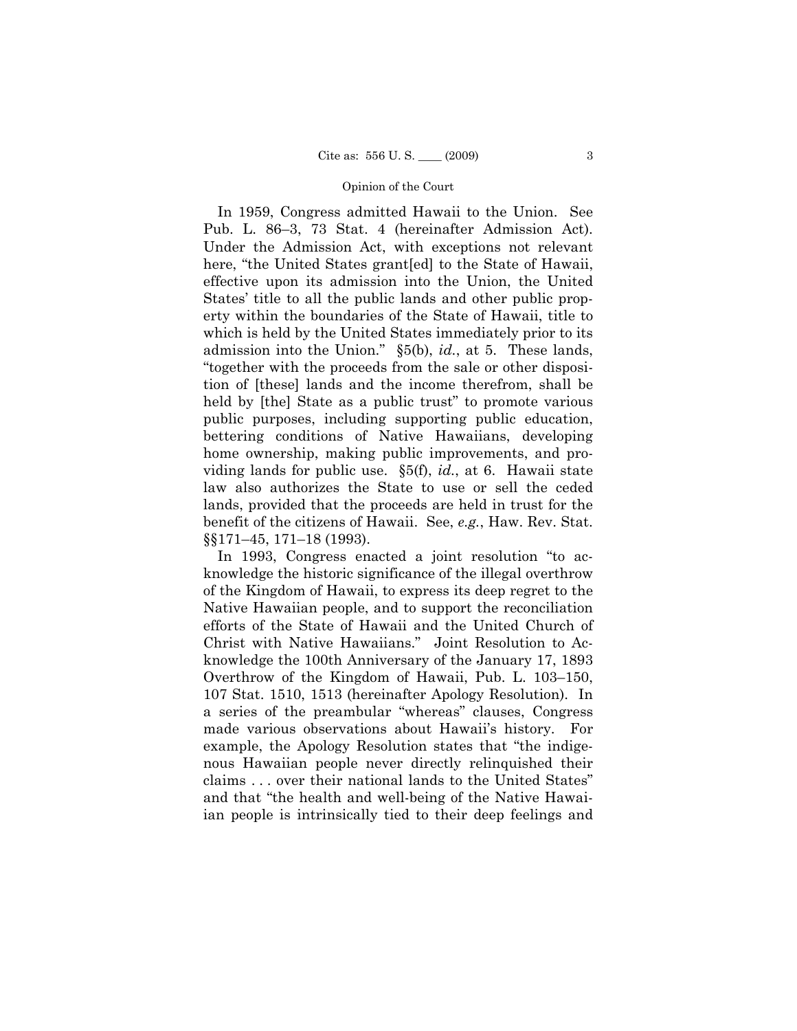In 1959, Congress admitted Hawaii to the Union. See Pub. L. 86–3, 73 Stat. 4 (hereinafter Admission Act). Under the Admission Act, with exceptions not relevant here, "the United States grant[ed] to the State of Hawaii, effective upon its admission into the Union, the United States' title to all the public lands and other public property within the boundaries of the State of Hawaii, title to which is held by the United States immediately prior to its admission into the Union." §5(b), *id.*, at 5. These lands, "together with the proceeds from the sale or other disposition of [these] lands and the income therefrom, shall be held by [the] State as a public trust" to promote various public purposes, including supporting public education, bettering conditions of Native Hawaiians, developing home ownership, making public improvements, and providing lands for public use. §5(f), *id.*, at 6. Hawaii state law also authorizes the State to use or sell the ceded lands, provided that the proceeds are held in trust for the benefit of the citizens of Hawaii. See, *e.g.*, Haw. Rev. Stat. §§171–45, 171–18 (1993).

In 1993, Congress enacted a joint resolution "to acknowledge the historic significance of the illegal overthrow of the Kingdom of Hawaii, to express its deep regret to the Native Hawaiian people, and to support the reconciliation efforts of the State of Hawaii and the United Church of Christ with Native Hawaiians." Joint Resolution to Acknowledge the 100th Anniversary of the January 17, 1893 Overthrow of the Kingdom of Hawaii, Pub. L. 103–150, 107 Stat. 1510, 1513 (hereinafter Apology Resolution). In a series of the preambular "whereas" clauses, Congress made various observations about Hawaii's history. For example, the Apology Resolution states that "the indigenous Hawaiian people never directly relinquished their claims . . . over their national lands to the United States" and that "the health and well-being of the Native Hawaiian people is intrinsically tied to their deep feelings and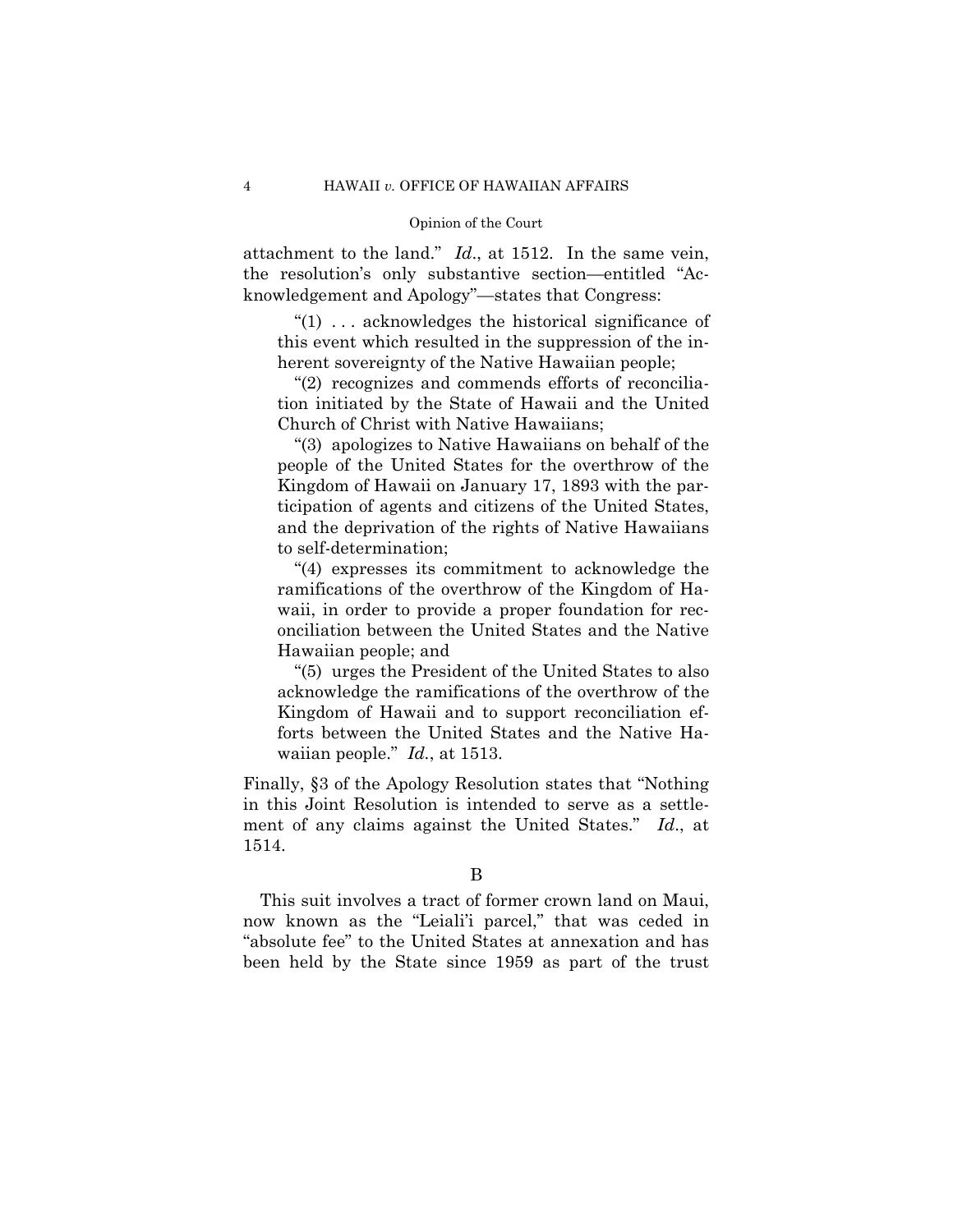attachment to the land." *Id*., at 1512. In the same vein, the resolution's only substantive section—entitled "Acknowledgement and Apology"—states that Congress:

> "(1) . . . acknowledges the historical significance of this event which resulted in the suppression of the inherent sovereignty of the Native Hawaiian people;
>
> "(2) recognizes and commends efforts of reconciliation initiated by the State of Hawaii and the United Church of Christ with Native Hawaiians;
>
> "(3) apologizes to Native Hawaiians on behalf of the people of the United States for the overthrow of the Kingdom of Hawaii on January 17, 1893 with the participation of agents and citizens of the United States, and the deprivation of the rights of Native Hawaiians to self-determination;
>
> "(4) expresses its commitment to acknowledge the ramifications of the overthrow of the Kingdom of Hawaii, in order to provide a proper foundation for reconciliation between the United States and the Native Hawaiian people; and
>
> "(5) urges the President of the United States to also acknowledge the ramifications of the overthrow of the Kingdom of Hawaii and to support reconciliation efforts between the United States and the Native Hawaiian people." *Id*., at 1513.

Finally, §3 of the Apology Resolution states that "Nothing in this Joint Resolution is intended to serve as a settlement of any claims against the United States." *Id*., at 1514.

B

This suit involves a tract of former crown land on Maui, now known as the "Leiali'i parcel," that was ceded in "absolute fee" to the United States at annexation and has been held by the State since 1959 as part of the trust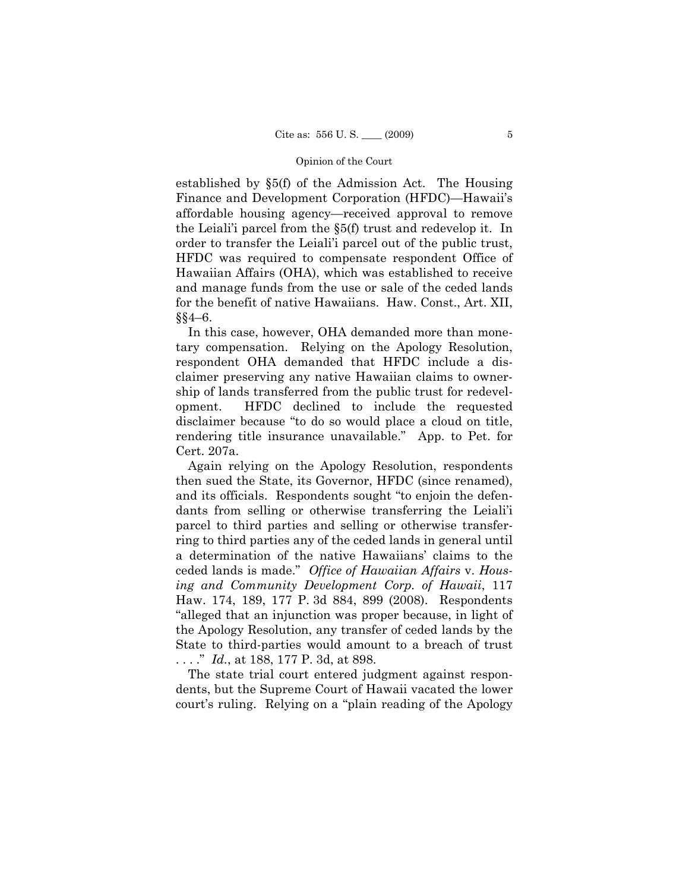established by §5(f) of the Admission Act. The Housing Finance and Development Corporation (HFDC)—Hawaii's affordable housing agency—received approval to remove the Leiali'i parcel from the §5(f) trust and redevelop it. In order to transfer the Leiali'i parcel out of the public trust, HFDC was required to compensate respondent Office of Hawaiian Affairs (OHA), which was established to receive and manage funds from the use or sale of the ceded lands for the benefit of native Hawaiians. Haw. Const., Art. XII, §§4–6.

In this case, however, OHA demanded more than monetary compensation. Relying on the Apology Resolution, respondent OHA demanded that HFDC include a disclaimer preserving any native Hawaiian claims to ownership of lands transferred from the public trust for redevelopment. HFDC declined to include the requested disclaimer because "to do so would place a cloud on title, rendering title insurance unavailable." App. to Pet. for Cert. 207a.

Again relying on the Apology Resolution, respondents then sued the State, its Governor, HFDC (since renamed), and its officials. Respondents sought "to enjoin the defendants from selling or otherwise transferring the Leiali'i parcel to third parties and selling or otherwise transferring to third parties any of the ceded lands in general until a determination of the native Hawaiians' claims to the ceded lands is made." *Office of Hawaiian Affairs* v. *Housing and Community Development Corp. of Hawaii*, 117 Haw. 174, 189, 177 P. 3d 884, 899 (2008). Respondents "alleged that an injunction was proper because, in light of the Apology Resolution, any transfer of ceded lands by the State to third-parties would amount to a breach of trust . . . ." *Id.*, at 188, 177 P. 3d, at 898.

The state trial court entered judgment against respondents, but the Supreme Court of Hawaii vacated the lower court's ruling. Relying on a "plain reading of the Apology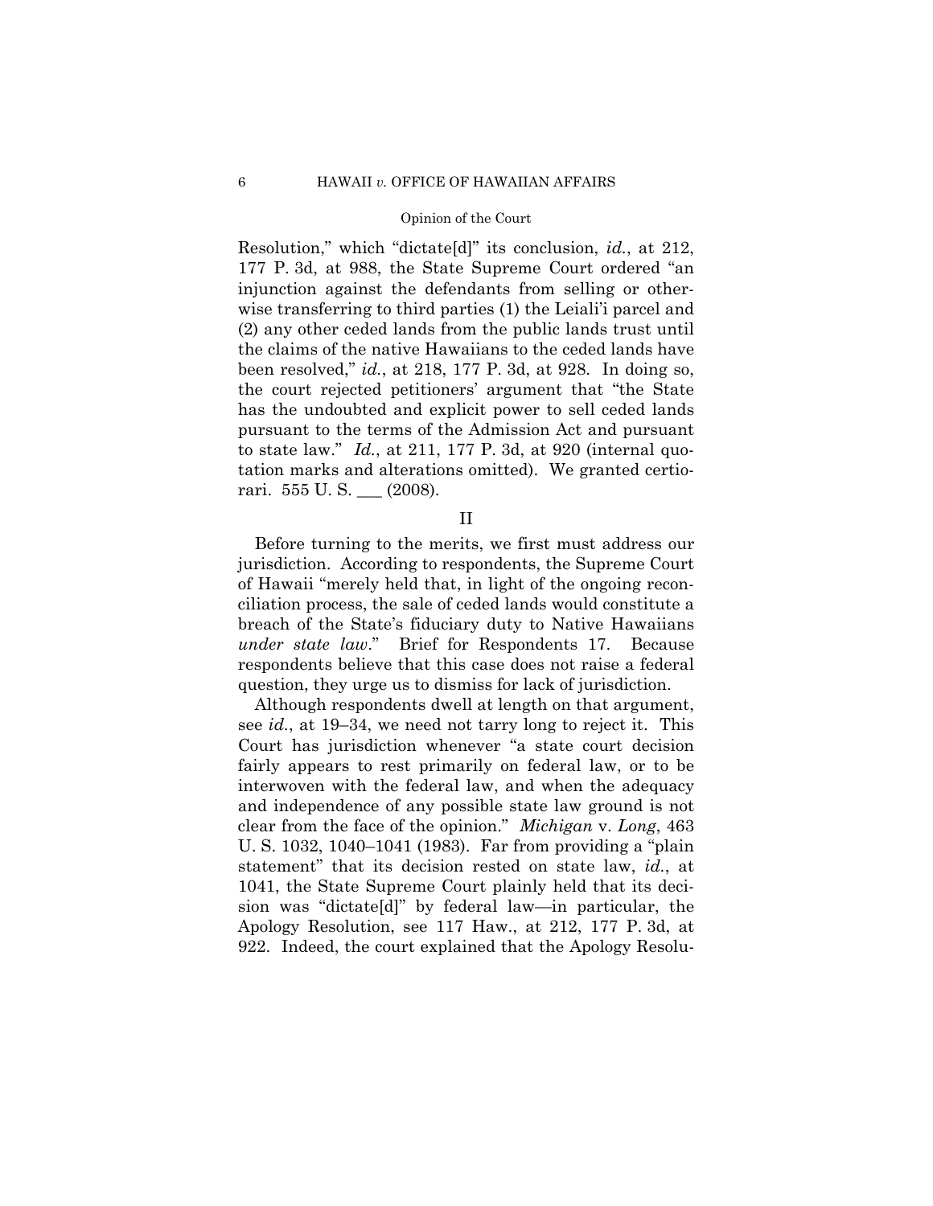Resolution," which "dictate[d]" its conclusion, *id.*, at 212, 177 P. 3d, at 988, the State Supreme Court ordered "an injunction against the defendants from selling or otherwise transferring to third parties (1) the Leiali'i parcel and (2) any other ceded lands from the public lands trust until the claims of the native Hawaiians to the ceded lands have been resolved," *id.*, at 218, 177 P. 3d, at 928. In doing so, the court rejected petitioners' argument that "the State has the undoubted and explicit power to sell ceded lands pursuant to the terms of the Admission Act and pursuant to state law." *Id.*, at 211, 177 P. 3d, at 920 (internal quotation marks and alterations omitted). We granted certiorari. 555 U. S. ___ (2008).

## II

Before turning to the merits, we first must address our jurisdiction. According to respondents, the Supreme Court of Hawaii "merely held that, in light of the ongoing reconciliation process, the sale of ceded lands would constitute a breach of the State's fiduciary duty to Native Hawaiians *under state law*." Brief for Respondents 17. Because respondents believe that this case does not raise a federal question, they urge us to dismiss for lack of jurisdiction.

Although respondents dwell at length on that argument, see *id.*, at 19–34, we need not tarry long to reject it. This Court has jurisdiction whenever "a state court decision fairly appears to rest primarily on federal law, or to be interwoven with the federal law, and when the adequacy and independence of any possible state law ground is not clear from the face of the opinion." *Michigan* v. *Long*, 463 U. S. 1032, 1040–1041 (1983). Far from providing a "plain statement" that its decision rested on state law, *id.*, at 1041, the State Supreme Court plainly held that its decision was "dictate[d]" by federal law—in particular, the Apology Resolution, see 117 Haw., at 212, 177 P. 3d, at 922. Indeed, the court explained that the Apology Resolu-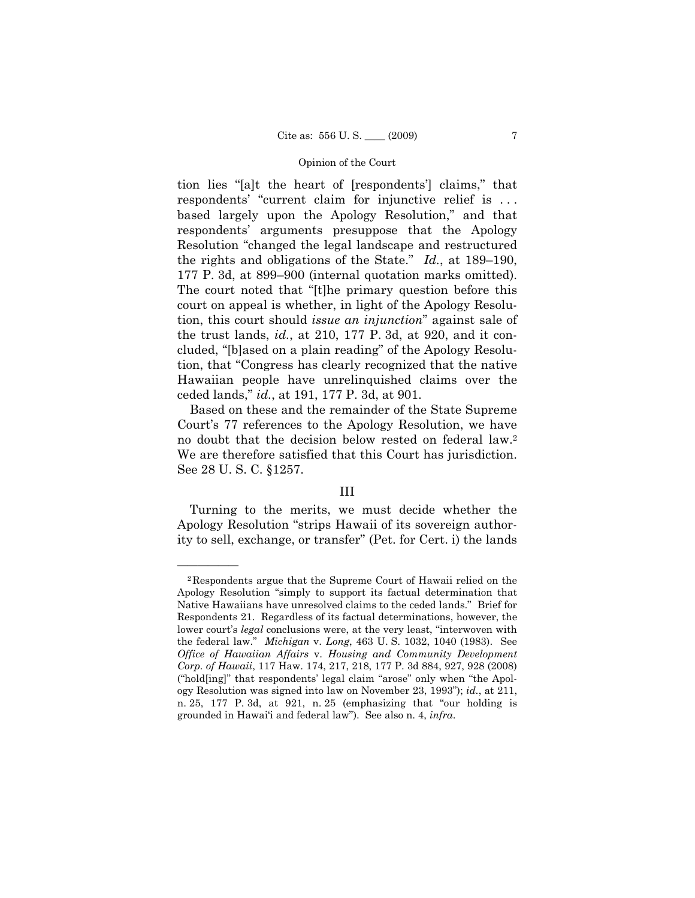tion lies "[a]t the heart of [respondents'] claims," that respondents' "current claim for injunctive relief is . . . based largely upon the Apology Resolution," and that respondents' arguments presuppose that the Apology Resolution "changed the legal landscape and restructured the rights and obligations of the State." *Id.*, at 189–190, 177 P. 3d, at 899–900 (internal quotation marks omitted). The court noted that "[t]he primary question before this court on appeal is whether, in light of the Apology Resolution, this court should *issue an injunction*" against sale of the trust lands, *id.*, at 210, 177 P. 3d, at 920, and it concluded, "[b]ased on a plain reading" of the Apology Resolution, that "Congress has clearly recognized that the native Hawaiian people have unrelinquished claims over the ceded lands," *id.*, at 191, 177 P. 3d, at 901.

Based on these and the remainder of the State Supreme Court's 77 references to the Apology Resolution, we have no doubt that the decision below rested on federal law.[2] We are therefore satisfied that this Court has jurisdiction. See 28 U. S. C. §1257.

## III

Turning to the merits, we must decide whether the Apology Resolution "strips Hawaii of its sovereign authority to sell, exchange, or transfer" (Pet. for Cert. i) the lands

---

[2] Respondents argue that the Supreme Court of Hawaii relied on the Apology Resolution "simply to support its factual determination that Native Hawaiians have unresolved claims to the ceded lands." Brief for Respondents 21. Regardless of its factual determinations, however, the lower court's *legal* conclusions were, at the very least, "interwoven with the federal law." *Michigan* v. *Long*, 463 U. S. 1032, 1040 (1983). See *Office of Hawaiian Affairs* v. *Housing and Community Development Corp. of Hawaii*, 117 Haw. 174, 217, 218, 177 P. 3d 884, 927, 928 (2008) ("hold[ing]" that respondents' legal claim "arose" only when "the Apology Resolution was signed into law on November 23, 1993"); *id.*, at 211, n. 25, 177 P. 3d, at 921, n. 25 (emphasizing that "our holding is grounded in Hawai'i and federal law"). See also n. 4, *infra*.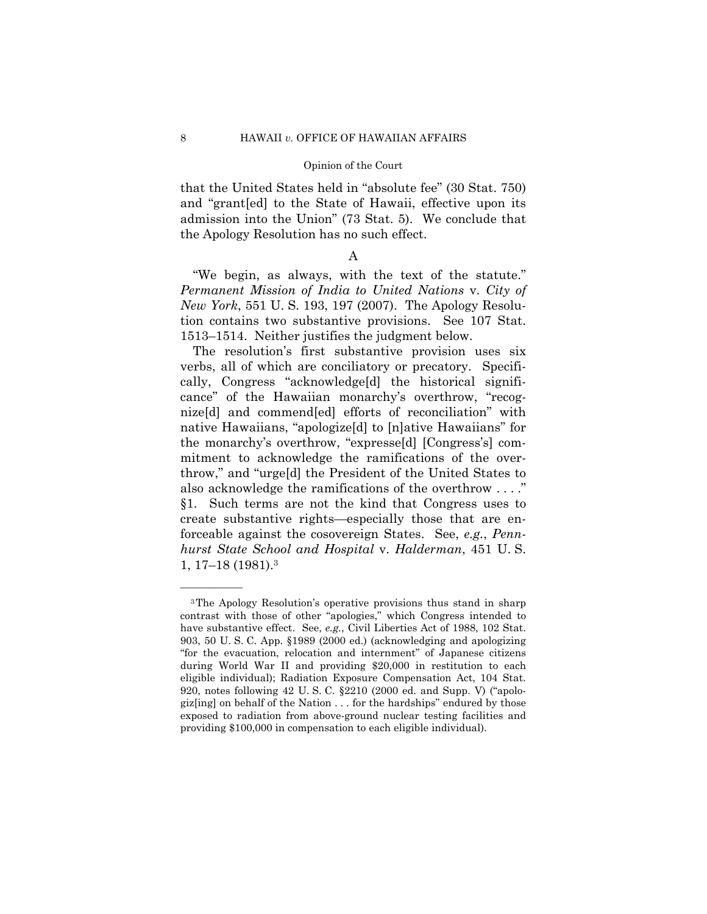that the United States held in "absolute fee" (30 Stat. 750) and "grant[ed] to the State of Hawaii, effective upon its admission into the Union" (73 Stat. 5). We conclude that the Apology Resolution has no such effect.

### A

"We begin, as always, with the text of the statute." *Permanent Mission of India to United Nations* v. *City of New York*, 551 U. S. 193, 197 (2007). The Apology Resolution contains two substantive provisions. See 107 Stat. 1513–1514. Neither justifies the judgment below.

The resolution's first substantive provision uses six verbs, all of which are conciliatory or precatory. Specifically, Congress "acknowledge[d] the historical significance" of the Hawaiian monarchy's overthrow, "recognize[d] and commend[ed] efforts of reconciliation" with native Hawaiians, "apologize[d] to [n]ative Hawaiians" for the monarchy's overthrow, "expresse[d] [Congress's] commitment to acknowledge the ramifications of the overthrow," and "urge[d] the President of the United States to also acknowledge the ramifications of the overthrow . . . ." §1. Such terms are not the kind that Congress uses to create substantive rights—especially those that are enforceable against the cosovereign States. See, *e.g.*, *Pennhurst State School and Hospital* v. *Halderman*, 451 U. S. 1, 17–18 (1981).[3]

---

[3] The Apology Resolution's operative provisions thus stand in sharp contrast with those of other "apologies," which Congress intended to have substantive effect. See, *e.g.*, Civil Liberties Act of 1988, 102 Stat. 903, 50 U. S. C. App. §1989 (2000 ed.) (acknowledging and apologizing "for the evacuation, relocation and internment" of Japanese citizens during World War II and providing $20,000 in restitution to each eligible individual); Radiation Exposure Compensation Act, 104 Stat. 920, notes following 42 U. S. C. §2210 (2000 ed. and Supp. V) ("apologiz[ing] on behalf of the Nation . . . for the hardships" endured by those exposed to radiation from above-ground nuclear testing facilities and providing $100,000 in compensation to each eligible individual).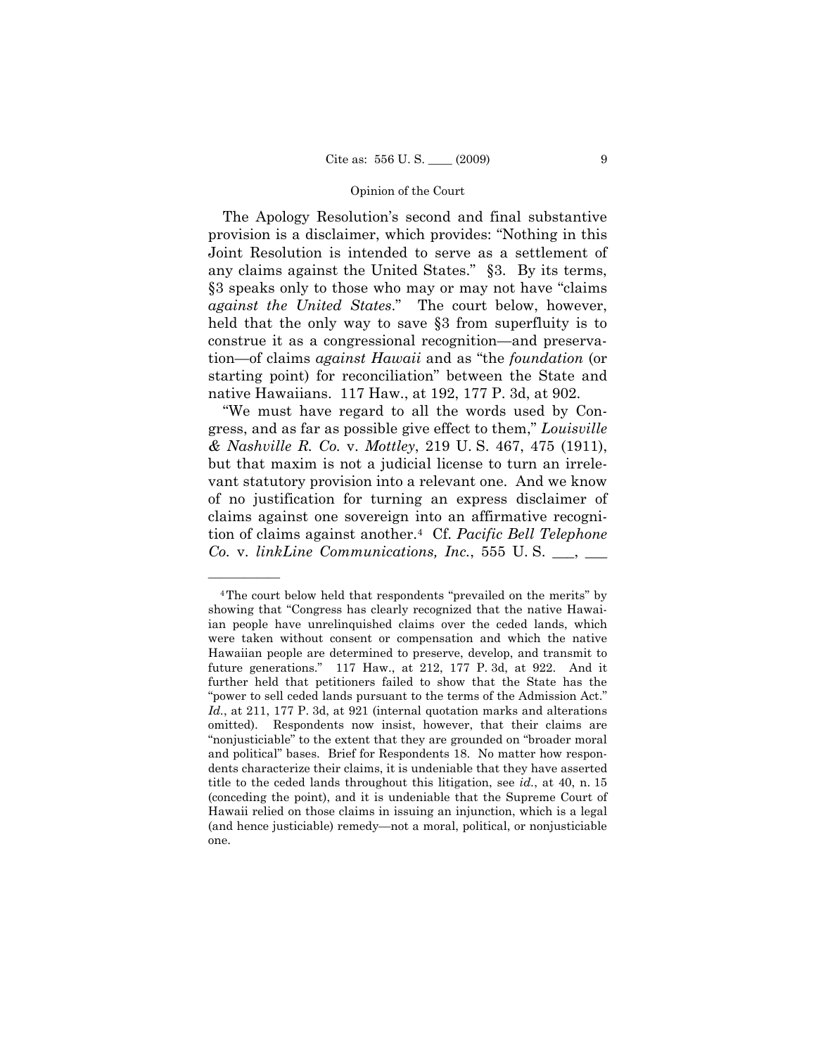The Apology Resolution's second and final substantive provision is a disclaimer, which provides: "Nothing in this Joint Resolution is intended to serve as a settlement of any claims against the United States." §3. By its terms, §3 speaks only to those who may or may not have "claims *against the United States*." The court below, however, held that the only way to save §3 from superfluity is to construe it as a congressional recognition—and preservation—of claims *against Hawaii* and as "the *foundation* (or starting point) for reconciliation" between the State and native Hawaiians. 117 Haw., at 192, 177 P. 3d, at 902.

"We must have regard to all the words used by Congress, and as far as possible give effect to them," *Louisville & Nashville R. Co.* v. *Mottley*, 219 U. S. 467, 475 (1911), but that maxim is not a judicial license to turn an irrelevant statutory provision into a relevant one. And we know of no justification for turning an express disclaimer of claims against one sovereign into an affirmative recognition of claims against another.[4] Cf. *Pacific Bell Telephone Co.* v. *linkLine Communications, Inc.*, 555 U. S. ___, ___

---

[4] The court below held that respondents "prevailed on the merits" by showing that "Congress has clearly recognized that the native Hawaiian people have unrelinquished claims over the ceded lands, which were taken without consent or compensation and which the native Hawaiian people are determined to preserve, develop, and transmit to future generations." 117 Haw., at 212, 177 P. 3d, at 922. And it further held that petitioners failed to show that the State has the "power to sell ceded lands pursuant to the terms of the Admission Act." *Id.*, at 211, 177 P. 3d, at 921 (internal quotation marks and alterations omitted). Respondents now insist, however, that their claims are "nonjusticiable" to the extent that they are grounded on "broader moral and political" bases. Brief for Respondents 18. No matter how respondents characterize their claims, it is undeniable that they have asserted title to the ceded lands throughout this litigation, see *id.*, at 40, n. 15 (conceding the point), and it is undeniable that the Supreme Court of Hawaii relied on those claims in issuing an injunction, which is a legal (and hence justiciable) remedy—not a moral, political, or nonjusticiable one.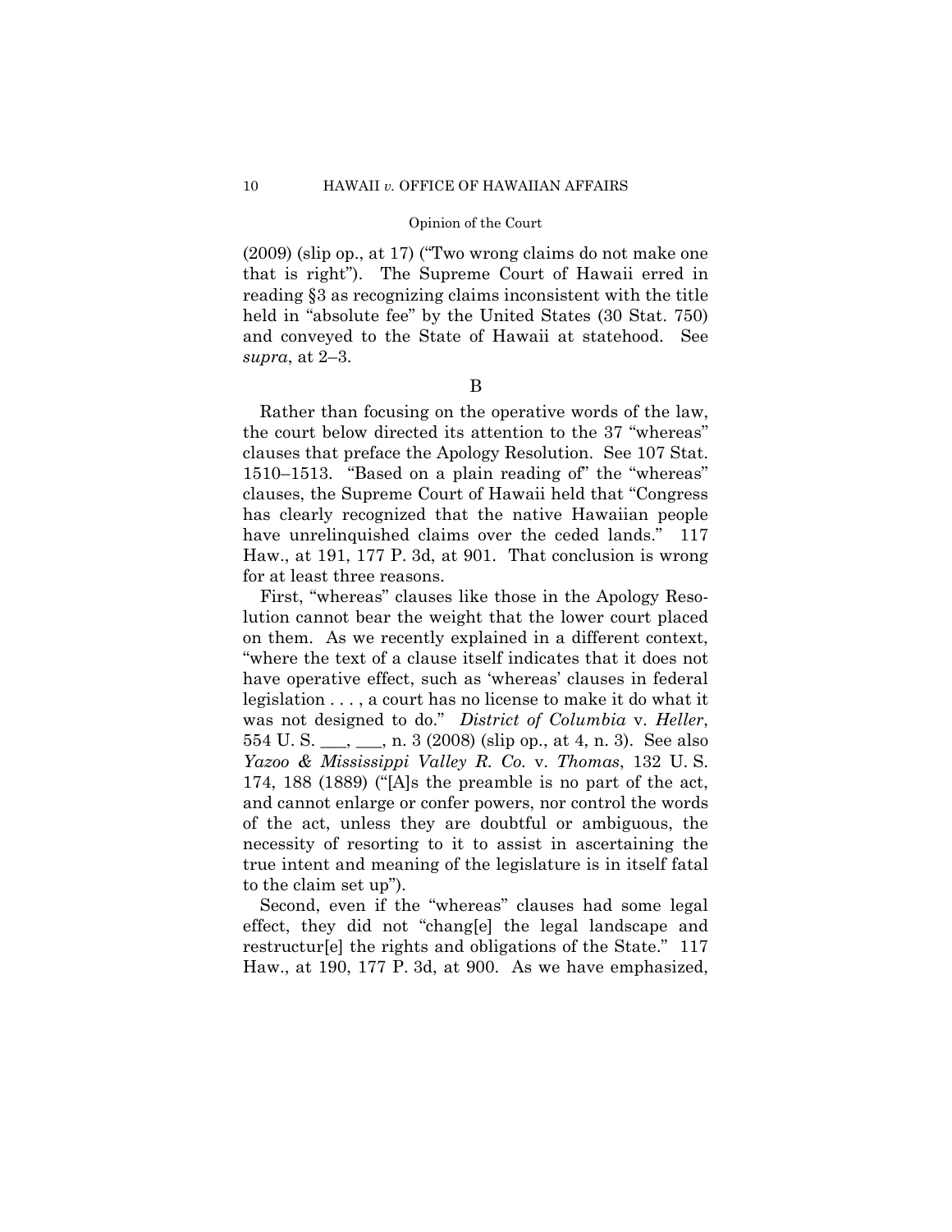(2009) (slip op., at 17) ("Two wrong claims do not make one that is right"). The Supreme Court of Hawaii erred in reading §3 as recognizing claims inconsistent with the title held in "absolute fee" by the United States (30 Stat. 750) and conveyed to the State of Hawaii at statehood. See *supra*, at 2–3.

B

Rather than focusing on the operative words of the law, the court below directed its attention to the 37 "whereas" clauses that preface the Apology Resolution. See 107 Stat. 1510–1513. "Based on a plain reading of" the "whereas" clauses, the Supreme Court of Hawaii held that "Congress has clearly recognized that the native Hawaiian people have unrelinquished claims over the ceded lands." 117 Haw., at 191, 177 P. 3d, at 901. That conclusion is wrong for at least three reasons.

First, "whereas" clauses like those in the Apology Resolution cannot bear the weight that the lower court placed on them. As we recently explained in a different context, "where the text of a clause itself indicates that it does not have operative effect, such as 'whereas' clauses in federal legislation . . . , a court has no license to make it do what it was not designed to do." *District of Columbia* v. *Heller*, 554 U. S. ___, ___, n. 3 (2008) (slip op., at 4, n. 3). See also *Yazoo & Mississippi Valley R. Co.* v. *Thomas*, 132 U. S. 174, 188 (1889) ("[A]s the preamble is no part of the act, and cannot enlarge or confer powers, nor control the words of the act, unless they are doubtful or ambiguous, the necessity of resorting to it to assist in ascertaining the true intent and meaning of the legislature is in itself fatal to the claim set up").

Second, even if the "whereas" clauses had some legal effect, they did not "chang[e] the legal landscape and restructur[e] the rights and obligations of the State." 117 Haw., at 190, 177 P. 3d, at 900. As we have emphasized,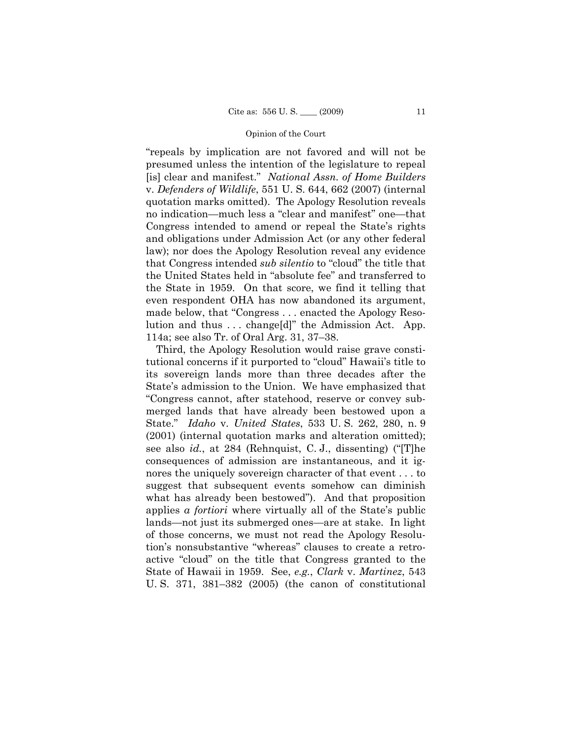"repeals by implication are not favored and will not be presumed unless the intention of the legislature to repeal [is] clear and manifest." *National Assn. of Home Builders* v. *Defenders of Wildlife*, 551 U. S. 644, 662 (2007) (internal quotation marks omitted). The Apology Resolution reveals no indication—much less a "clear and manifest" one—that Congress intended to amend or repeal the State's rights and obligations under Admission Act (or any other federal law); nor does the Apology Resolution reveal any evidence that Congress intended *sub silentio* to "cloud" the title that the United States held in "absolute fee" and transferred to the State in 1959. On that score, we find it telling that even respondent OHA has now abandoned its argument, made below, that "Congress . . . enacted the Apology Resolution and thus . . . change[d]" the Admission Act. App. 114a; see also Tr. of Oral Arg. 31, 37–38.

Third, the Apology Resolution would raise grave constitutional concerns if it purported to "cloud" Hawaii's title to its sovereign lands more than three decades after the State's admission to the Union. We have emphasized that "Congress cannot, after statehood, reserve or convey submerged lands that have already been bestowed upon a State." *Idaho* v. *United States*, 533 U. S. 262, 280, n. 9 (2001) (internal quotation marks and alteration omitted); see also *id.*, at 284 (Rehnquist, C. J., dissenting) ("[T]he consequences of admission are instantaneous, and it ignores the uniquely sovereign character of that event . . . to suggest that subsequent events somehow can diminish what has already been bestowed"). And that proposition applies *a fortiori* where virtually all of the State's public lands—not just its submerged ones—are at stake. In light of those concerns, we must not read the Apology Resolution's nonsubstantive "whereas" clauses to create a retroactive "cloud" on the title that Congress granted to the State of Hawaii in 1959. See, *e.g.*, *Clark* v. *Martinez*, 543 U. S. 371, 381–382 (2005) (the canon of constitutional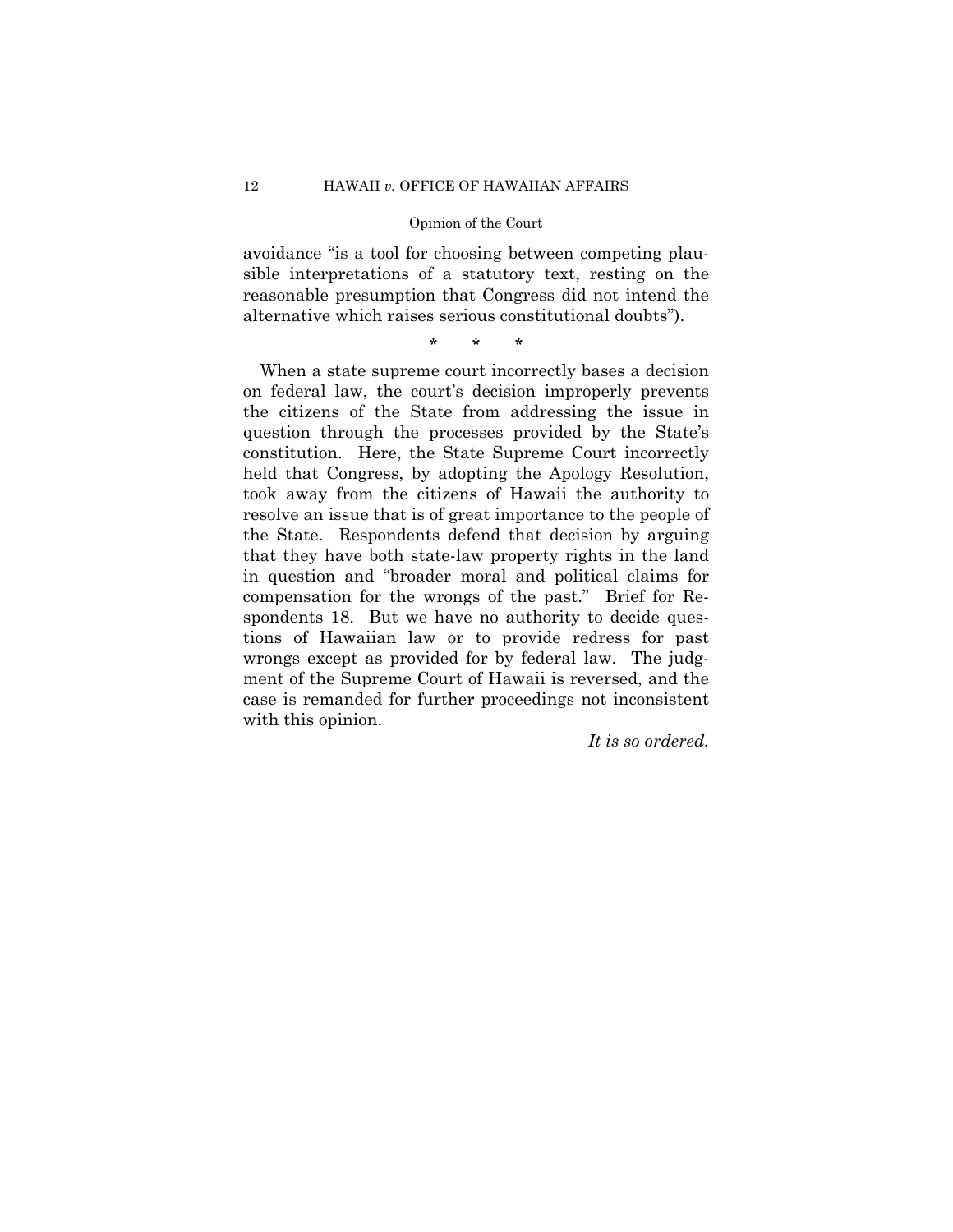avoidance "is a tool for choosing between competing plausible interpretations of a statutory text, resting on the reasonable presumption that Congress did not intend the alternative which raises serious constitutional doubts").

\*    \*    \*

When a state supreme court incorrectly bases a decision on federal law, the court's decision improperly prevents the citizens of the State from addressing the issue in question through the processes provided by the State's constitution. Here, the State Supreme Court incorrectly held that Congress, by adopting the Apology Resolution, took away from the citizens of Hawaii the authority to resolve an issue that is of great importance to the people of the State. Respondents defend that decision by arguing that they have both state-law property rights in the land in question and "broader moral and political claims for compensation for the wrongs of the past." Brief for Respondents 18. But we have no authority to decide questions of Hawaiian law or to provide redress for past wrongs except as provided for by federal law. The judgment of the Supreme Court of Hawaii is reversed, and the case is remanded for further proceedings not inconsistent with this opinion.

*It is so ordered.*